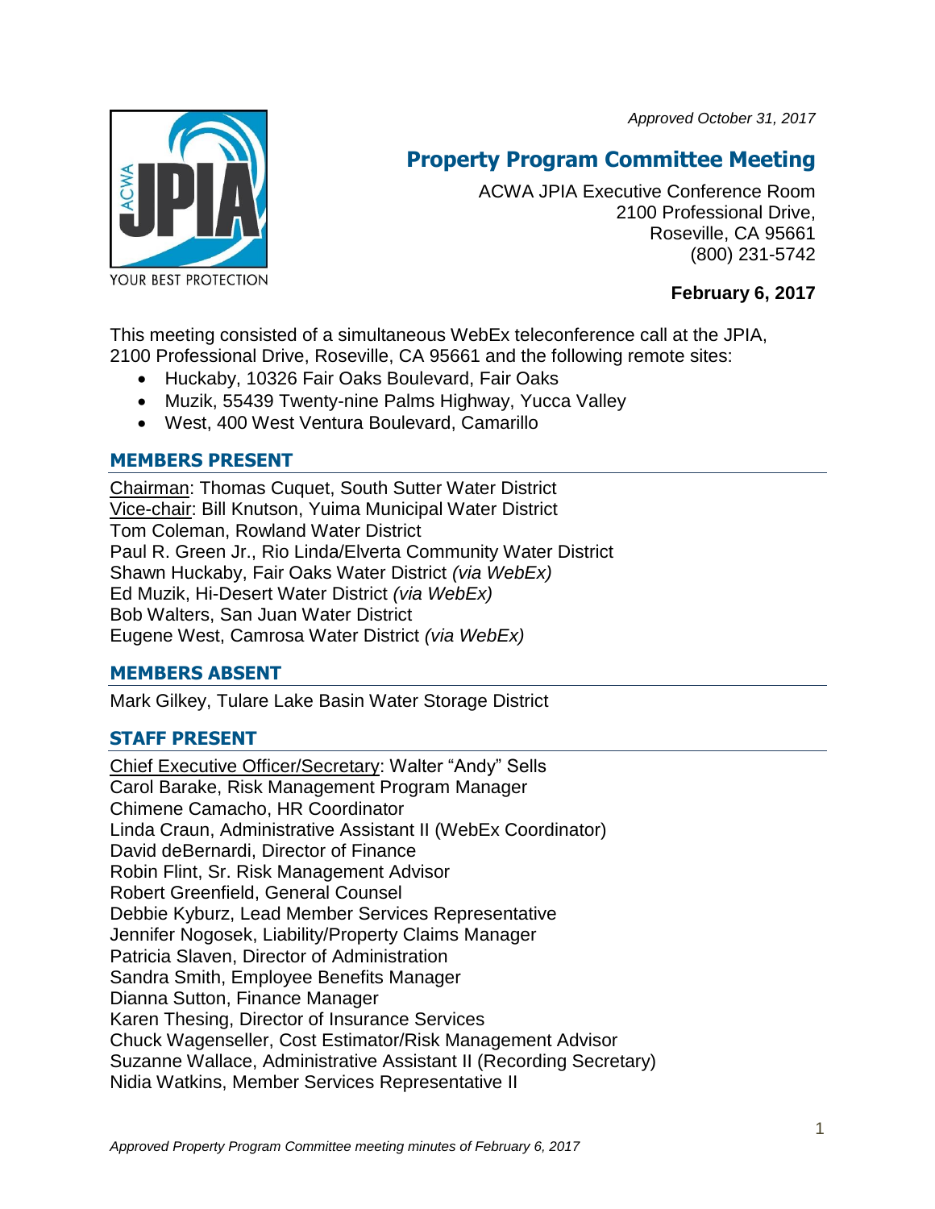*Approved October 31, 2017*

# Property Program Committee Meeting

ACWA JPIA Executive Conference Room
2100 Professional Drive,
Roseville, CA 95661
(800) 231-5742

**February 6, 2017**

This meeting consisted of a simultaneous WebEx teleconference call at the JPIA, 2100 Professional Drive, Roseville, CA 95661 and the following remote sites:

- Huckaby, 10326 Fair Oaks Boulevard, Fair Oaks
- Muzik, 55439 Twenty-nine Palms Highway, Yucca Valley
- West, 400 West Ventura Boulevard, Camarillo

## MEMBERS PRESENT

Chairman: Thomas Cuquet, South Sutter Water District
Vice-chair: Bill Knutson, Yuima Municipal Water District
Tom Coleman, Rowland Water District
Paul R. Green Jr., Rio Linda/Elverta Community Water District
Shawn Huckaby, Fair Oaks Water District *(via WebEx)*
Ed Muzik, Hi-Desert Water District *(via WebEx)*
Bob Walters, San Juan Water District
Eugene West, Camrosa Water District *(via WebEx)*

## MEMBERS ABSENT

Mark Gilkey, Tulare Lake Basin Water Storage District

## STAFF PRESENT

Chief Executive Officer/Secretary: Walter "Andy" Sells
Carol Barake, Risk Management Program Manager
Chimene Camacho, HR Coordinator
Linda Craun, Administrative Assistant II (WebEx Coordinator)
David deBernardi, Director of Finance
Robin Flint, Sr. Risk Management Advisor
Robert Greenfield, General Counsel
Debbie Kyburz, Lead Member Services Representative
Jennifer Nogosek, Liability/Property Claims Manager
Patricia Slaven, Director of Administration
Sandra Smith, Employee Benefits Manager
Dianna Sutton, Finance Manager
Karen Thesing, Director of Insurance Services
Chuck Wagenseller, Cost Estimator/Risk Management Advisor
Suzanne Wallace, Administrative Assistant II (Recording Secretary)
Nidia Watkins, Member Services Representative II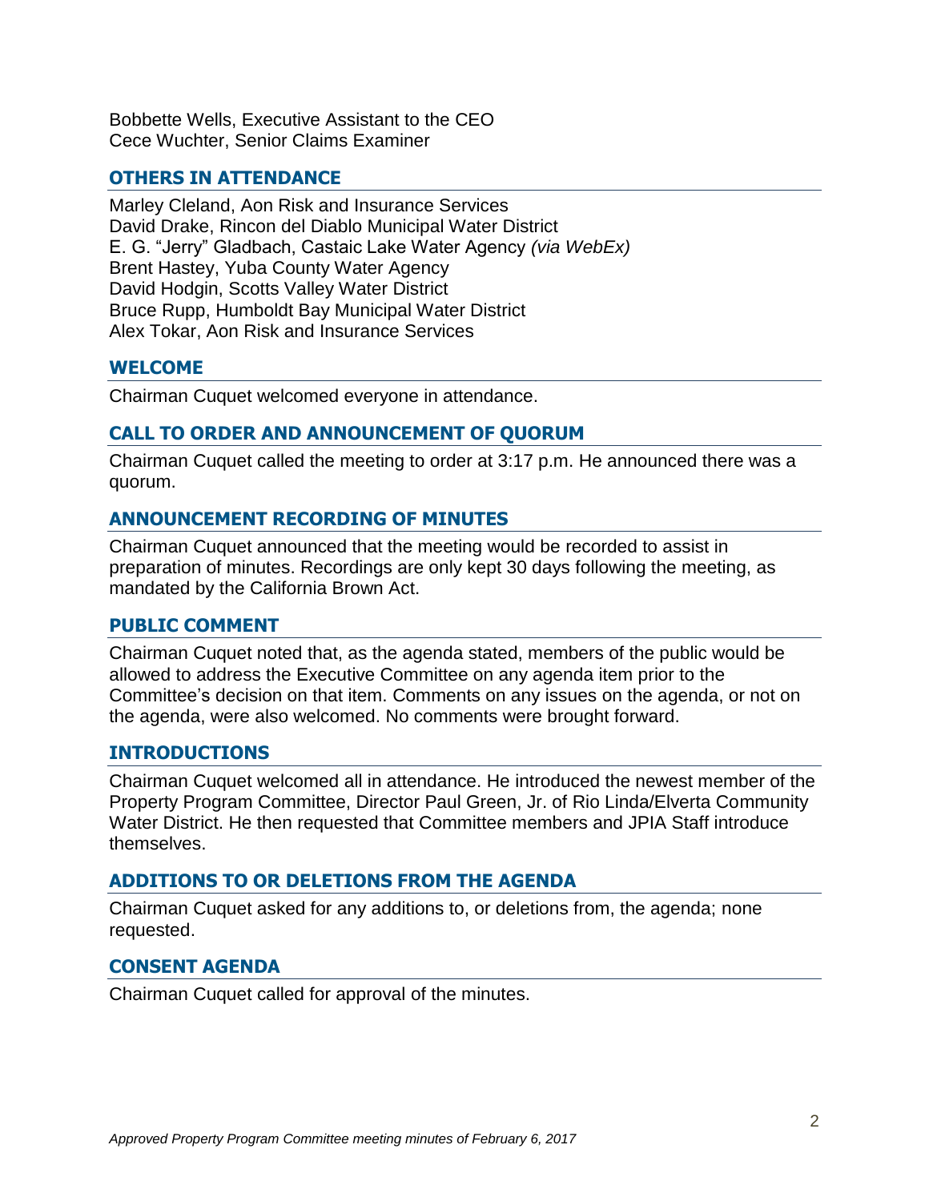Bobbette Wells, Executive Assistant to the CEO
Cece Wuchter, Senior Claims Examiner

## OTHERS IN ATTENDANCE

Marley Cleland, Aon Risk and Insurance Services
David Drake, Rincon del Diablo Municipal Water District
E. G. "Jerry" Gladbach, Castaic Lake Water Agency *(via WebEx)*
Brent Hastey, Yuba County Water Agency
David Hodgin, Scotts Valley Water District
Bruce Rupp, Humboldt Bay Municipal Water District
Alex Tokar, Aon Risk and Insurance Services

## WELCOME

Chairman Cuquet welcomed everyone in attendance.

## CALL TO ORDER AND ANNOUNCEMENT OF QUORUM

Chairman Cuquet called the meeting to order at 3:17 p.m. He announced there was a quorum.

## ANNOUNCEMENT RECORDING OF MINUTES

Chairman Cuquet announced that the meeting would be recorded to assist in preparation of minutes. Recordings are only kept 30 days following the meeting, as mandated by the California Brown Act.

## PUBLIC COMMENT

Chairman Cuquet noted that, as the agenda stated, members of the public would be allowed to address the Executive Committee on any agenda item prior to the Committee's decision on that item. Comments on any issues on the agenda, or not on the agenda, were also welcomed. No comments were brought forward.

## INTRODUCTIONS

Chairman Cuquet welcomed all in attendance. He introduced the newest member of the Property Program Committee, Director Paul Green, Jr. of Rio Linda/Elverta Community Water District. He then requested that Committee members and JPIA Staff introduce themselves.

## ADDITIONS TO OR DELETIONS FROM THE AGENDA

Chairman Cuquet asked for any additions to, or deletions from, the agenda; none requested.

## CONSENT AGENDA

Chairman Cuquet called for approval of the minutes.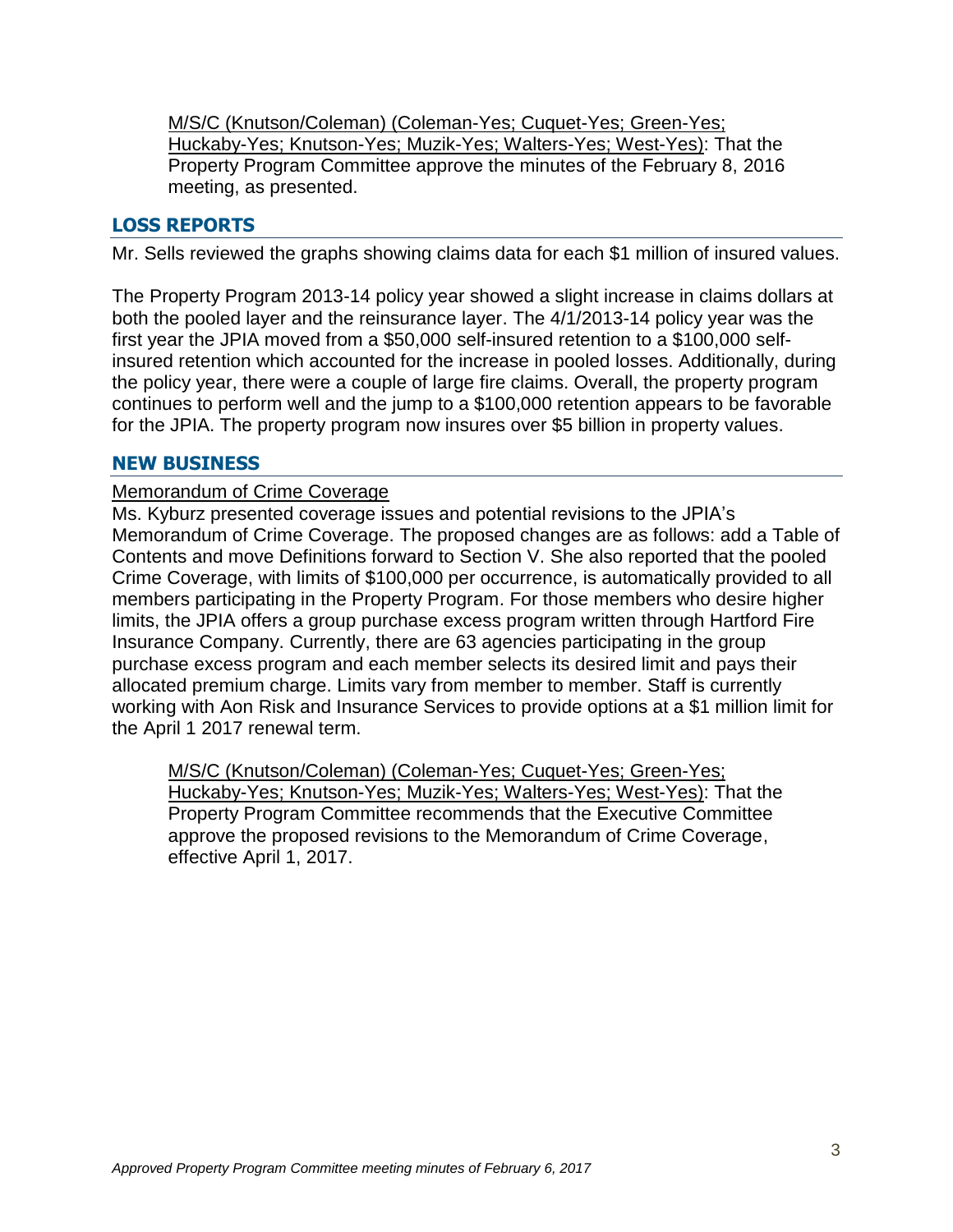M/S/C (Knutson/Coleman) (Coleman-Yes; Cuquet-Yes; Green-Yes; Huckaby-Yes; Knutson-Yes; Muzik-Yes; Walters-Yes; West-Yes): That the Property Program Committee approve the minutes of the February 8, 2016 meeting, as presented.

## LOSS REPORTS

Mr. Sells reviewed the graphs showing claims data for each $1 million of insured values.

The Property Program 2013-14 policy year showed a slight increase in claims dollars at both the pooled layer and the reinsurance layer. The 4/1/2013-14 policy year was the first year the JPIA moved from a $50,000 self-insured retention to a $100,000 self-insured retention which accounted for the increase in pooled losses. Additionally, during the policy year, there were a couple of large fire claims. Overall, the property program continues to perform well and the jump to a $100,000 retention appears to be favorable for the JPIA. The property program now insures over $5 billion in property values.

## NEW BUSINESS

Memorandum of Crime Coverage

Ms. Kyburz presented coverage issues and potential revisions to the JPIA's Memorandum of Crime Coverage. The proposed changes are as follows: add a Table of Contents and move Definitions forward to Section V. She also reported that the pooled Crime Coverage, with limits of $100,000 per occurrence, is automatically provided to all members participating in the Property Program. For those members who desire higher limits, the JPIA offers a group purchase excess program written through Hartford Fire Insurance Company. Currently, there are 63 agencies participating in the group purchase excess program and each member selects its desired limit and pays their allocated premium charge. Limits vary from member to member. Staff is currently working with Aon Risk and Insurance Services to provide options at a $1 million limit for the April 1 2017 renewal term.

M/S/C (Knutson/Coleman) (Coleman-Yes; Cuquet-Yes; Green-Yes; Huckaby-Yes; Knutson-Yes; Muzik-Yes; Walters-Yes; West-Yes): That the Property Program Committee recommends that the Executive Committee approve the proposed revisions to the Memorandum of Crime Coverage, effective April 1, 2017.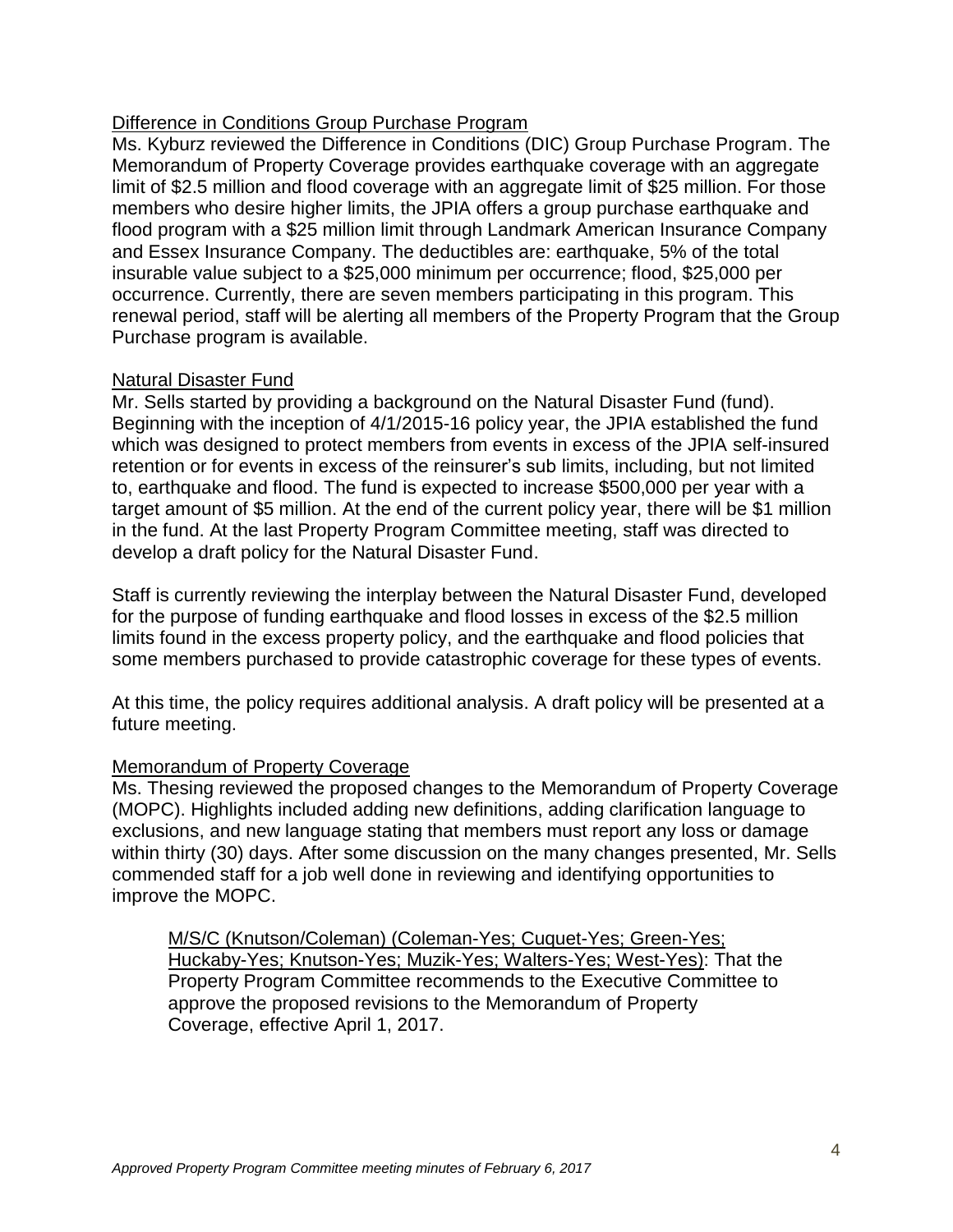Difference in Conditions Group Purchase Program

Ms. Kyburz reviewed the Difference in Conditions (DIC) Group Purchase Program. The Memorandum of Property Coverage provides earthquake coverage with an aggregate limit of $2.5 million and flood coverage with an aggregate limit of $25 million. For those members who desire higher limits, the JPIA offers a group purchase earthquake and flood program with a $25 million limit through Landmark American Insurance Company and Essex Insurance Company. The deductibles are: earthquake, 5% of the total insurable value subject to a $25,000 minimum per occurrence; flood, $25,000 per occurrence. Currently, there are seven members participating in this program. This renewal period, staff will be alerting all members of the Property Program that the Group Purchase program is available.

Natural Disaster Fund

Mr. Sells started by providing a background on the Natural Disaster Fund (fund). Beginning with the inception of 4/1/2015-16 policy year, the JPIA established the fund which was designed to protect members from events in excess of the JPIA self-insured retention or for events in excess of the reinsurer's sub limits, including, but not limited to, earthquake and flood. The fund is expected to increase $500,000 per year with a target amount of $5 million. At the end of the current policy year, there will be $1 million in the fund. At the last Property Program Committee meeting, staff was directed to develop a draft policy for the Natural Disaster Fund.

Staff is currently reviewing the interplay between the Natural Disaster Fund, developed for the purpose of funding earthquake and flood losses in excess of the $2.5 million limits found in the excess property policy, and the earthquake and flood policies that some members purchased to provide catastrophic coverage for these types of events.

At this time, the policy requires additional analysis. A draft policy will be presented at a future meeting.

Memorandum of Property Coverage

Ms. Thesing reviewed the proposed changes to the Memorandum of Property Coverage (MOPC). Highlights included adding new definitions, adding clarification language to exclusions, and new language stating that members must report any loss or damage within thirty (30) days. After some discussion on the many changes presented, Mr. Sells commended staff for a job well done in reviewing and identifying opportunities to improve the MOPC.

> M/S/C (Knutson/Coleman) (Coleman-Yes; Cuquet-Yes; Green-Yes; Huckaby-Yes; Knutson-Yes; Muzik-Yes; Walters-Yes; West-Yes): That the Property Program Committee recommends to the Executive Committee to approve the proposed revisions to the Memorandum of Property Coverage, effective April 1, 2017.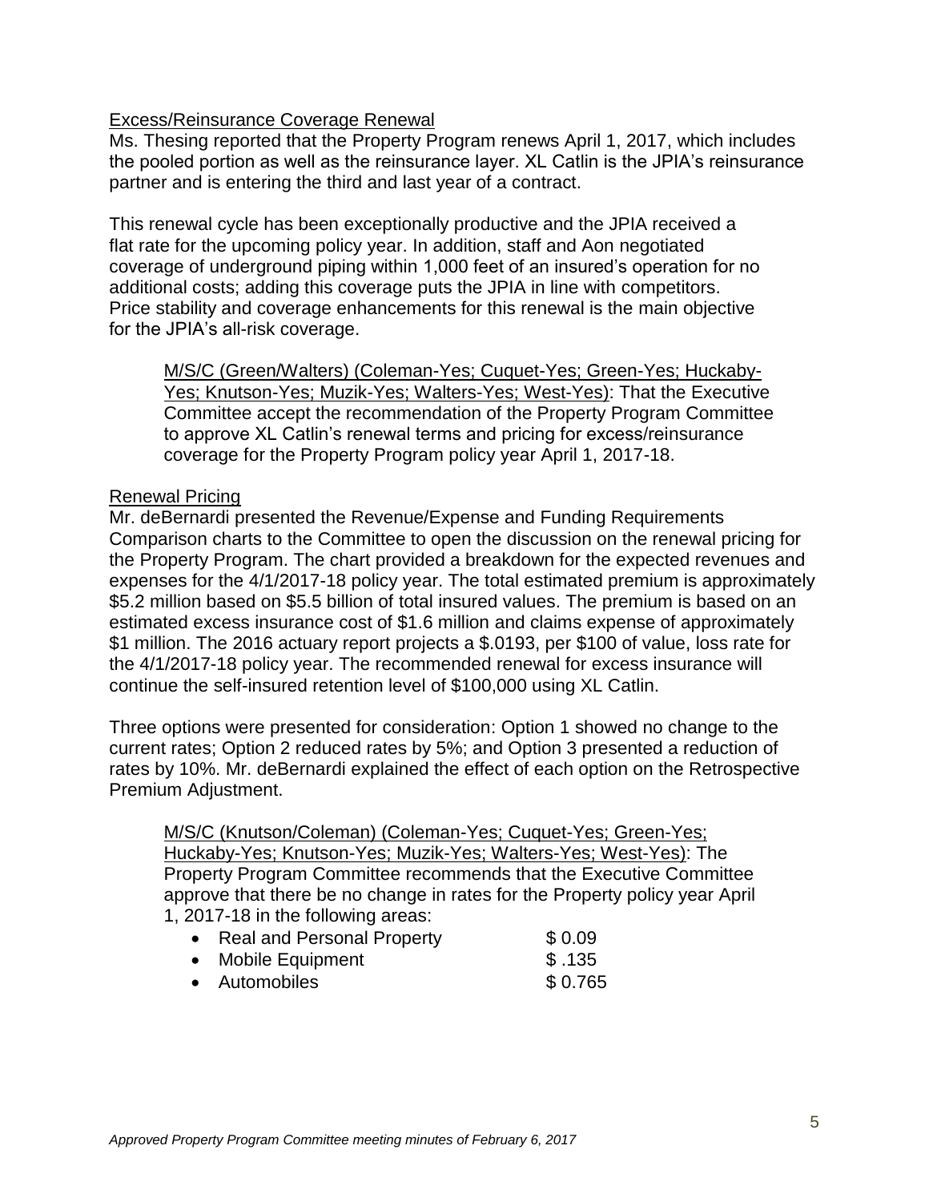Excess/Reinsurance Coverage Renewal

Ms. Thesing reported that the Property Program renews April 1, 2017, which includes the pooled portion as well as the reinsurance layer. XL Catlin is the JPIA's reinsurance partner and is entering the third and last year of a contract.

This renewal cycle has been exceptionally productive and the JPIA received a flat rate for the upcoming policy year. In addition, staff and Aon negotiated coverage of underground piping within 1,000 feet of an insured's operation for no additional costs; adding this coverage puts the JPIA in line with competitors. Price stability and coverage enhancements for this renewal is the main objective for the JPIA's all-risk coverage.

> M/S/C (Green/Walters) (Coleman-Yes; Cuquet-Yes; Green-Yes; Huckaby-Yes; Knutson-Yes; Muzik-Yes; Walters-Yes; West-Yes): That the Executive Committee accept the recommendation of the Property Program Committee to approve XL Catlin's renewal terms and pricing for excess/reinsurance coverage for the Property Program policy year April 1, 2017-18.

Renewal Pricing

Mr. deBernardi presented the Revenue/Expense and Funding Requirements Comparison charts to the Committee to open the discussion on the renewal pricing for the Property Program. The chart provided a breakdown for the expected revenues and expenses for the 4/1/2017-18 policy year. The total estimated premium is approximately $5.2 million based on $5.5 billion of total insured values. The premium is based on an estimated excess insurance cost of $1.6 million and claims expense of approximately $1 million. The 2016 actuary report projects a $.0193, per $100 of value, loss rate for the 4/1/2017-18 policy year. The recommended renewal for excess insurance will continue the self-insured retention level of $100,000 using XL Catlin.

Three options were presented for consideration: Option 1 showed no change to the current rates; Option 2 reduced rates by 5%; and Option 3 presented a reduction of rates by 10%. Mr. deBernardi explained the effect of each option on the Retrospective Premium Adjustment.

> M/S/C (Knutson/Coleman) (Coleman-Yes; Cuquet-Yes; Green-Yes; Huckaby-Yes; Knutson-Yes; Muzik-Yes; Walters-Yes; West-Yes): The Property Program Committee recommends that the Executive Committee approve that there be no change in rates for the Property policy year April 1, 2017-18 in the following areas:
>
> - Real and Personal Property $ 0.09
> - Mobile Equipment $ .135
> - Automobiles $ 0.765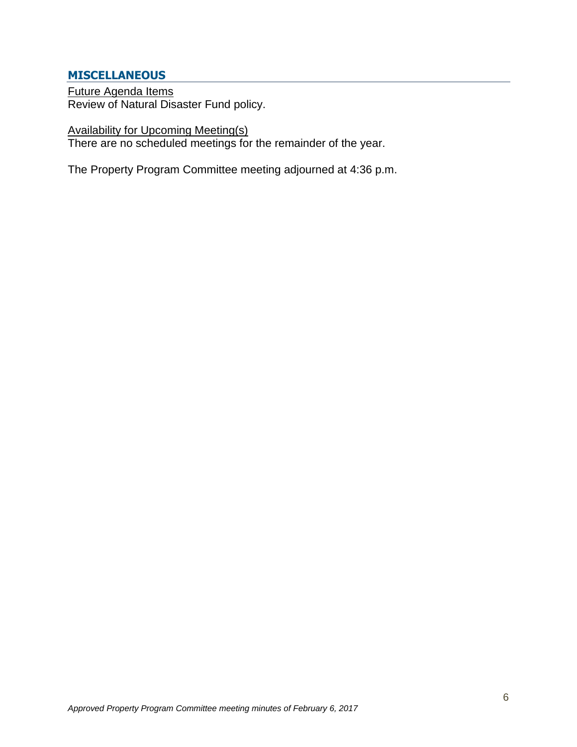## MISCELLANEOUS

Future Agenda Items
Review of Natural Disaster Fund policy.

Availability for Upcoming Meeting(s)
There are no scheduled meetings for the remainder of the year.

The Property Program Committee meeting adjourned at 4:36 p.m.